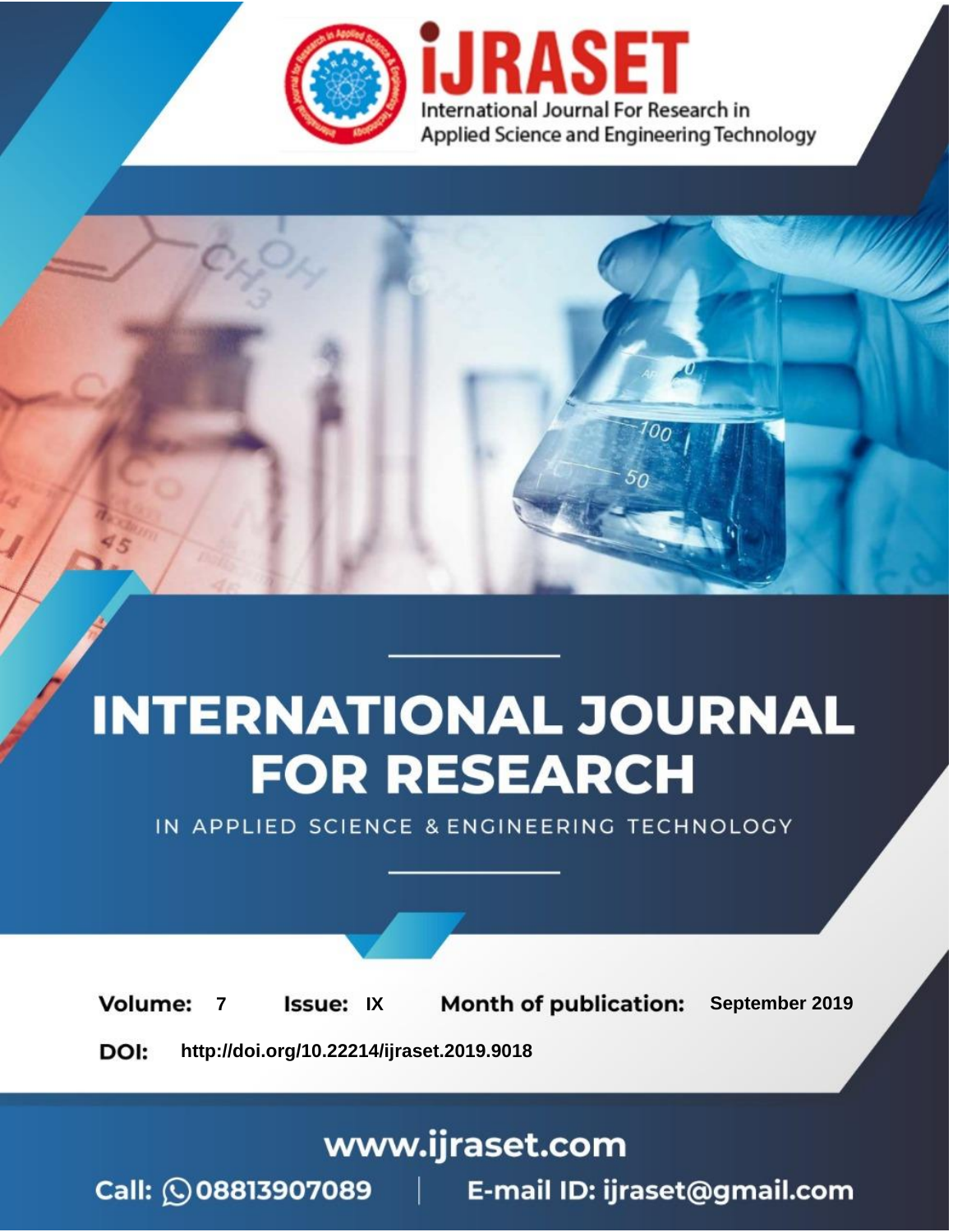# INTERNATIONAL JOURNAL FOR RESEARCH

IN APPLIED SCIENCE & ENGINEERING TECHNOLOGY

**Volume:** 7 **Issue:** IX **Month of publication:** September 2019

**DOI:** http://doi.org/10.22214/ijraset.2019.9018

www.ijraset.com

Call: 08813907089 | E-mail ID: ijraset@gmail.com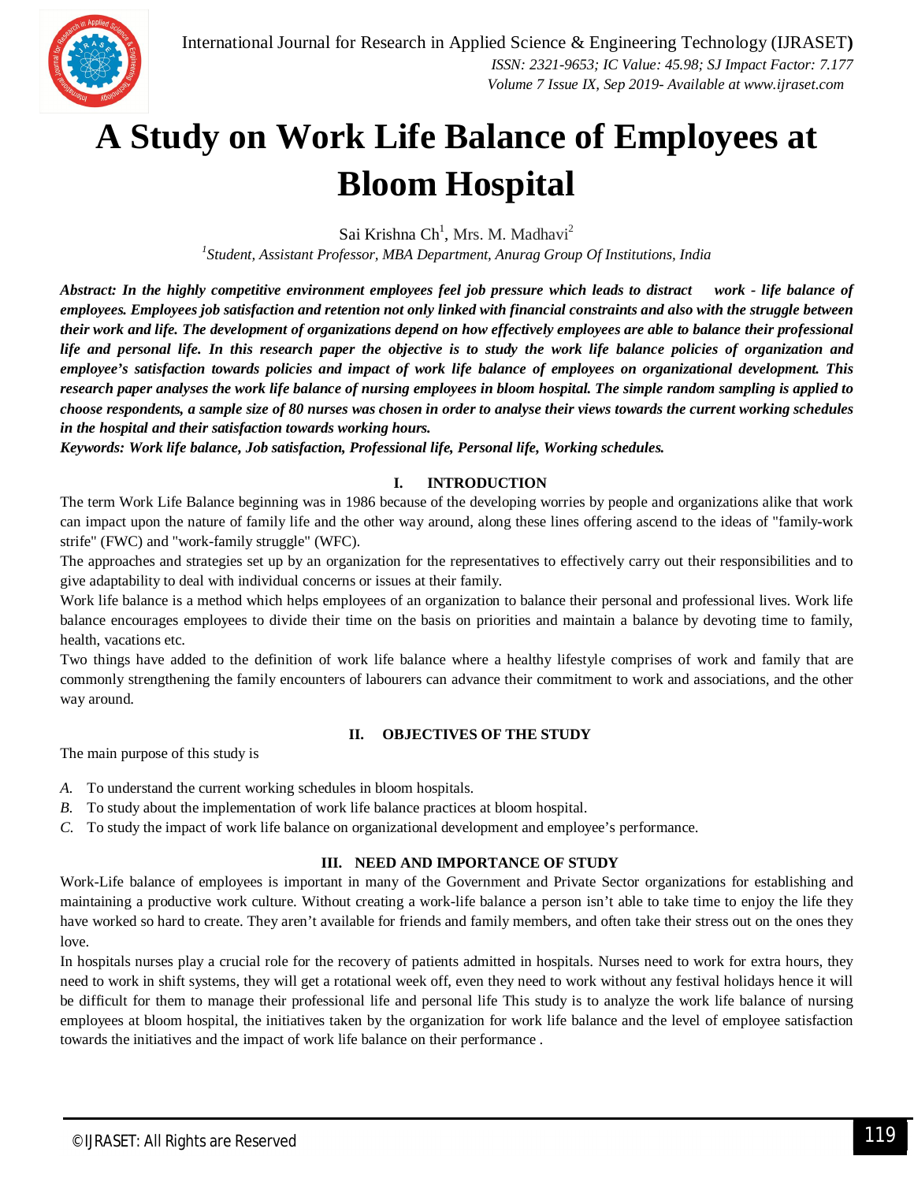# A Study on Work Life Balance of Employees at Bloom Hospital

Sai Krishna Ch[1], Mrs. M. Madhavi[2]

[1]*Student, Assistant Professor, MBA Department, Anurag Group Of Institutions, India*

***Abstract:** In the highly competitive environment employees feel job pressure which leads to distract work - life balance of employees. Employees job satisfaction and retention not only linked with financial constraints and also with the struggle between their work and life. The development of organizations depend on how effectively employees are able to balance their professional life and personal life. In this research paper the objective is to study the work life balance policies of organization and employee's satisfaction towards policies and impact of work life balance of employees on organizational development. This research paper analyses the work life balance of nursing employees in bloom hospital. The simple random sampling is applied to choose respondents, a sample size of 80 nurses was chosen in order to analyse their views towards the current working schedules in the hospital and their satisfaction towards working hours.*

***Keywords:** Work life balance, Job satisfaction, Professional life, Personal life, Working schedules.*

## I. INTRODUCTION

The term Work Life Balance beginning was in 1986 because of the developing worries by people and organizations alike that work can impact upon the nature of family life and the other way around, along these lines offering ascend to the ideas of "family-work strife" (FWC) and "work-family struggle" (WFC).

The approaches and strategies set up by an organization for the representatives to effectively carry out their responsibilities and to give adaptability to deal with individual concerns or issues at their family.

Work life balance is a method which helps employees of an organization to balance their personal and professional lives. Work life balance encourages employees to divide their time on the basis on priorities and maintain a balance by devoting time to family, health, vacations etc.

Two things have added to the definition of work life balance where a healthy lifestyle comprises of work and family that are commonly strengthening the family encounters of labourers can advance their commitment to work and associations, and the other way around.

## II. OBJECTIVES OF THE STUDY

The main purpose of this study is

*A.* To understand the current working schedules in bloom hospitals.

*B.* To study about the implementation of work life balance practices at bloom hospital.

*C.* To study the impact of work life balance on organizational development and employee's performance.

## III. NEED AND IMPORTANCE OF STUDY

Work-Life balance of employees is important in many of the Government and Private Sector organizations for establishing and maintaining a productive work culture. Without creating a work-life balance a person isn't able to take time to enjoy the life they have worked so hard to create. They aren't available for friends and family members, and often take their stress out on the ones they love.

In hospitals nurses play a crucial role for the recovery of patients admitted in hospitals. Nurses need to work for extra hours, they need to work in shift systems, they will get a rotational week off, even they need to work without any festival holidays hence it will be difficult for them to manage their professional life and personal life This study is to analyze the work life balance of nursing employees at bloom hospital, the initiatives taken by the organization for work life balance and the level of employee satisfaction towards the initiatives and the impact of work life balance on their performance .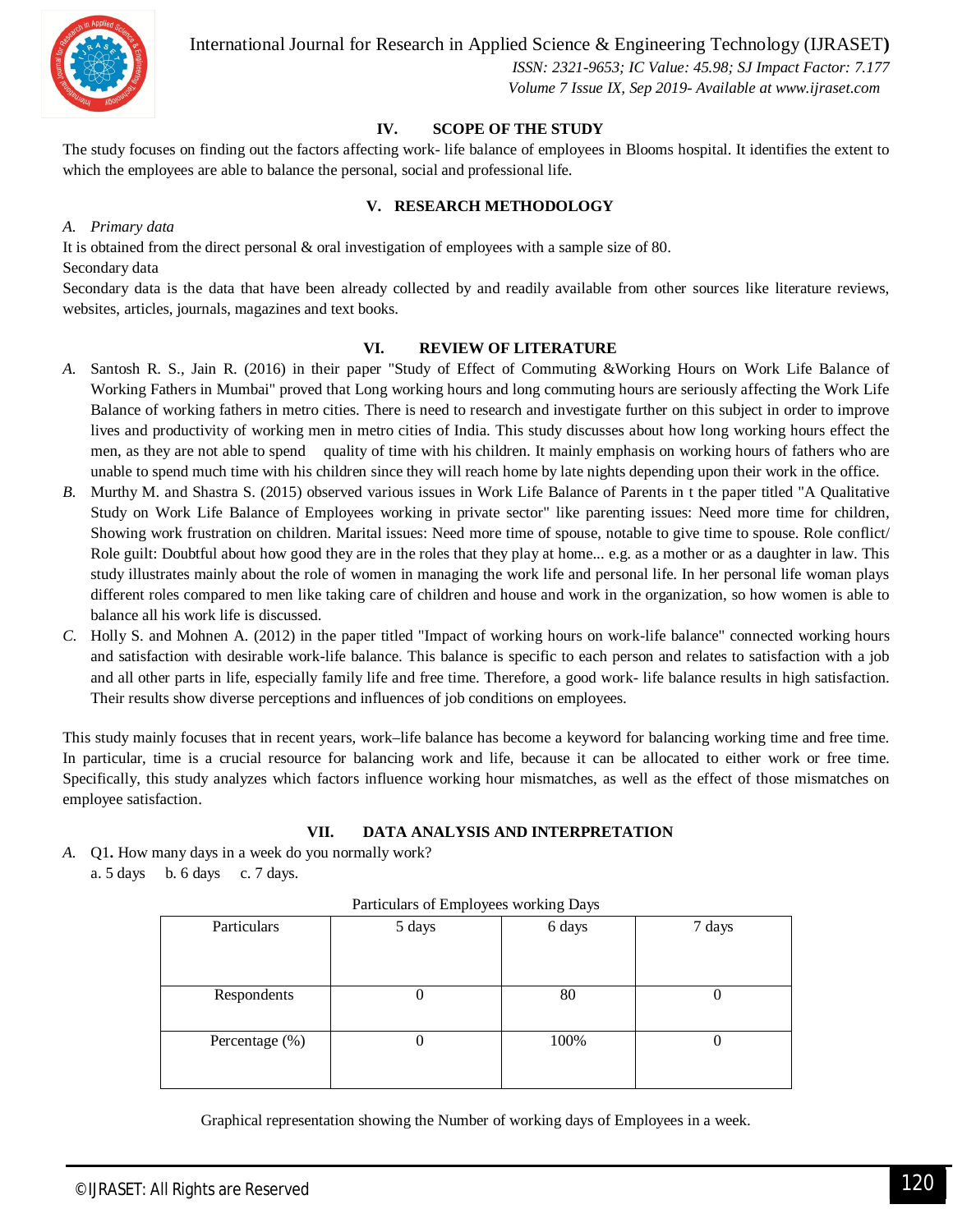## IV. SCOPE OF THE STUDY

The study focuses on finding out the factors affecting work- life balance of employees in Blooms hospital. It identifies the extent to which the employees are able to balance the personal, social and professional life.

## V. RESEARCH METHODOLOGY

*A. Primary data*

It is obtained from the direct personal & oral investigation of employees with a sample size of 80.

Secondary data

Secondary data is the data that have been already collected by and readily available from other sources like literature reviews, websites, articles, journals, magazines and text books.

## VI. REVIEW OF LITERATURE

*A.* Santosh R. S., Jain R. (2016) in their paper "Study of Effect of Commuting &Working Hours on Work Life Balance of Working Fathers in Mumbai" proved that Long working hours and long commuting hours are seriously affecting the Work Life Balance of working fathers in metro cities. There is need to research and investigate further on this subject in order to improve lives and productivity of working men in metro cities of India. This study discusses about how long working hours effect the men, as they are not able to spend quality of time with his children. It mainly emphasis on working hours of fathers who are unable to spend much time with his children since they will reach home by late nights depending upon their work in the office.

*B.* Murthy M. and Shastra S. (2015) observed various issues in Work Life Balance of Parents in t the paper titled "A Qualitative Study on Work Life Balance of Employees working in private sector" like parenting issues: Need more time for children, Showing work frustration on children. Marital issues: Need more time of spouse, notable to give time to spouse. Role conflict/ Role guilt: Doubtful about how good they are in the roles that they play at home... e.g. as a mother or as a daughter in law. This study illustrates mainly about the role of women in managing the work life and personal life. In her personal life woman plays different roles compared to men like taking care of children and house and work in the organization, so how women is able to balance all his work life is discussed.

*C.* Holly S. and Mohnen A. (2012) in the paper titled "Impact of working hours on work-life balance" connected working hours and satisfaction with desirable work-life balance. This balance is specific to each person and relates to satisfaction with a job and all other parts in life, especially family life and free time. Therefore, a good work- life balance results in high satisfaction. Their results show diverse perceptions and influences of job conditions on employees.

This study mainly focuses that in recent years, work–life balance has become a keyword for balancing working time and free time. In particular, time is a crucial resource for balancing work and life, because it can be allocated to either work or free time. Specifically, this study analyzes which factors influence working hour mismatches, as well as the effect of those mismatches on employee satisfaction.

## VII. DATA ANALYSIS AND INTERPRETATION

*A.* Q1**.** How many days in a week do you normally work?
a. 5 days  b. 6 days  c. 7 days.

Particulars of Employees working Days

| Particulars | 5 days | 6 days | 7 days |
|---|---|---|---|
| Respondents | 0 | 80 | 0 |
| Percentage (%) | 0 | 100% | 0 |

Graphical representation showing the Number of working days of Employees in a week.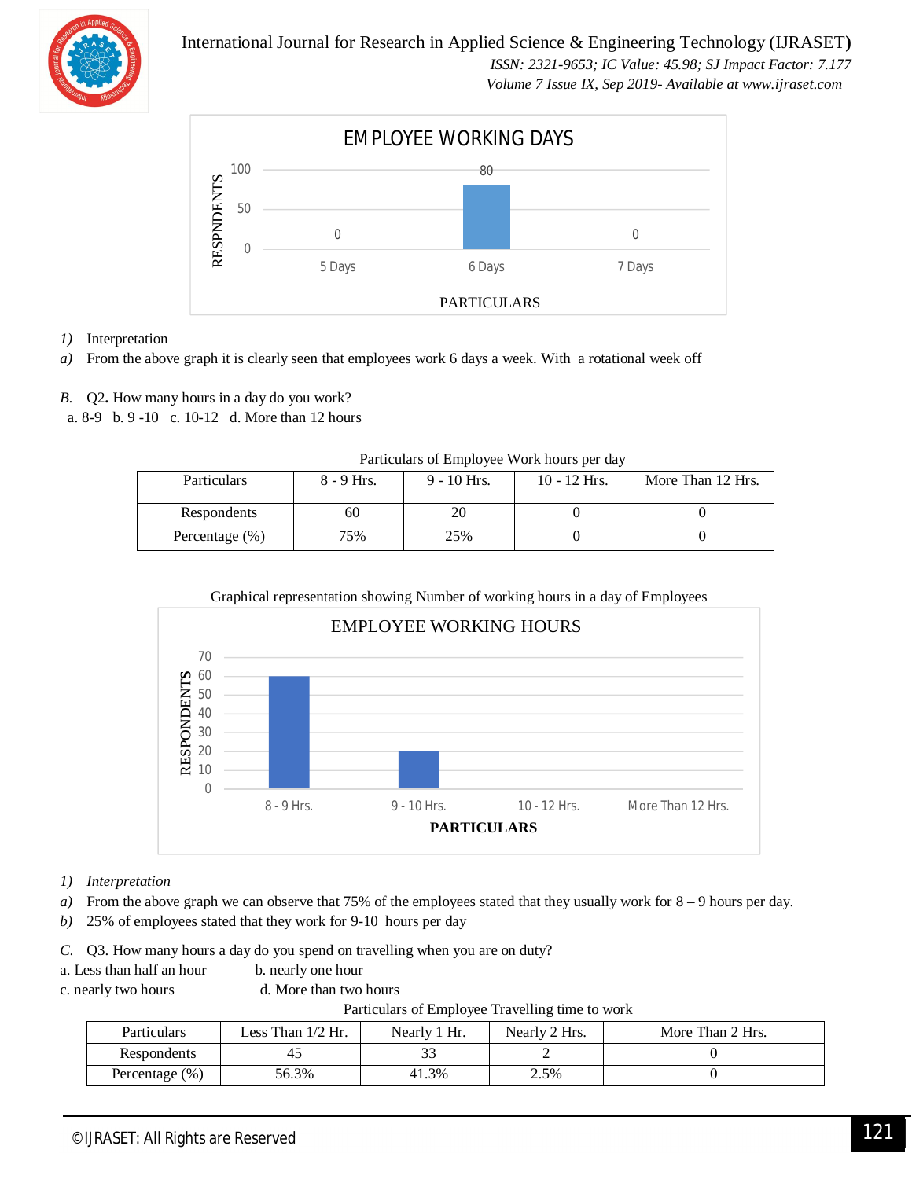EMPLOYEE WORKING DAYS

| PARTICULARS | 5 Days | 6 Days | 7 Days |
|---|---|---|---|
| RESPNDENTS | 0 | 80 | 0 |

*1) Interpretation*

*a)* From the above graph it is clearly seen that employees work 6 days a week. With a rotational week off

*B.* Q2**.** How many hours in a day do you work?

a. 8-9 b. 9 -10 c. 10-12 d. More than 12 hours

Particulars of Employee Work hours per day

| Particulars | 8 - 9 Hrs. | 9 - 10 Hrs. | 10 - 12 Hrs. | More Than 12 Hrs. |
|---|---|---|---|---|
| Respondents | 60 | 20 | 0 | 0 |
| Percentage (%) | 75% | 25% | 0 | 0 |

Graphical representation showing Number of working hours in a day of Employees

EMPLOYEE WORKING HOURS

| PARTICULARS | 8 - 9 Hrs. | 9 - 10 Hrs. | 10 - 12 Hrs. | More Than 12 Hrs. |
|---|---|---|---|---|
| RESPONDENTS | 60 | 20 | 0 | 0 |

*1) Interpretation*

*a)* From the above graph we can observe that 75% of the employees stated that they usually work for 8 – 9 hours per day.

*b)* 25% of employees stated that they work for 9-10 hours per day

*C.* Q3. How many hours a day do you spend on travelling when you are on duty?

a. Less than half an hour b. nearly one hour

c. nearly two hours d. More than two hours

Particulars of Employee Travelling time to work

| Particulars | Less Than 1/2 Hr. | Nearly 1 Hr. | Nearly 2 Hrs. | More Than 2 Hrs. |
|---|---|---|---|---|
| Respondents | 45 | 33 | 2 | 0 |
| Percentage (%) | 56.3% | 41.3% | 2.5% | 0 |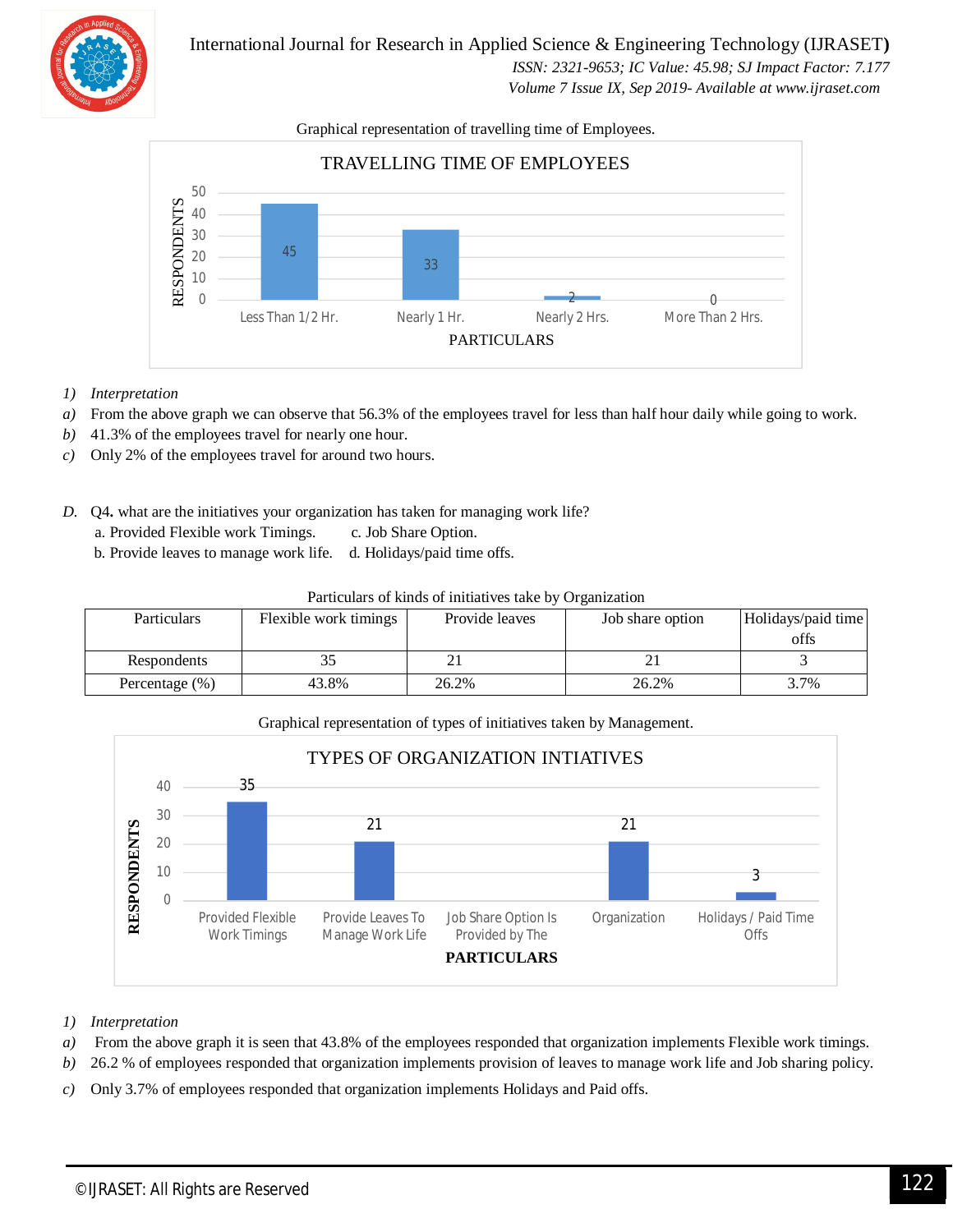Graphical representation of travelling time of Employees.

1) *Interpretation*

a) From the above graph we can observe that 56.3% of the employees travel for less than half hour daily while going to work.

b) 41.3% of the employees travel for nearly one hour.

c) Only 2% of the employees travel for around two hours.

D. Q4**.** what are the initiatives your organization has taken for managing work life?

a. Provided Flexible work Timings. c. Job Share Option.

b. Provide leaves to manage work life. d. Holidays/paid time offs.

Particulars of kinds of initiatives take by Organization

| Particulars | Flexible work timings | Provide leaves | Job share option | Holidays/paid time offs |
|---|---|---|---|---|
| Respondents | 35 | 21 | 21 | 3 |
| Percentage (%) | 43.8% | 26.2% | 26.2% | 3.7% |

Graphical representation of types of initiatives taken by Management.

1) *Interpretation*

a) From the above graph it is seen that 43.8% of the employees responded that organization implements Flexible work timings.

b) 26.2 % of employees responded that organization implements provision of leaves to manage work life and Job sharing policy.

c) Only 3.7% of employees responded that organization implements Holidays and Paid offs.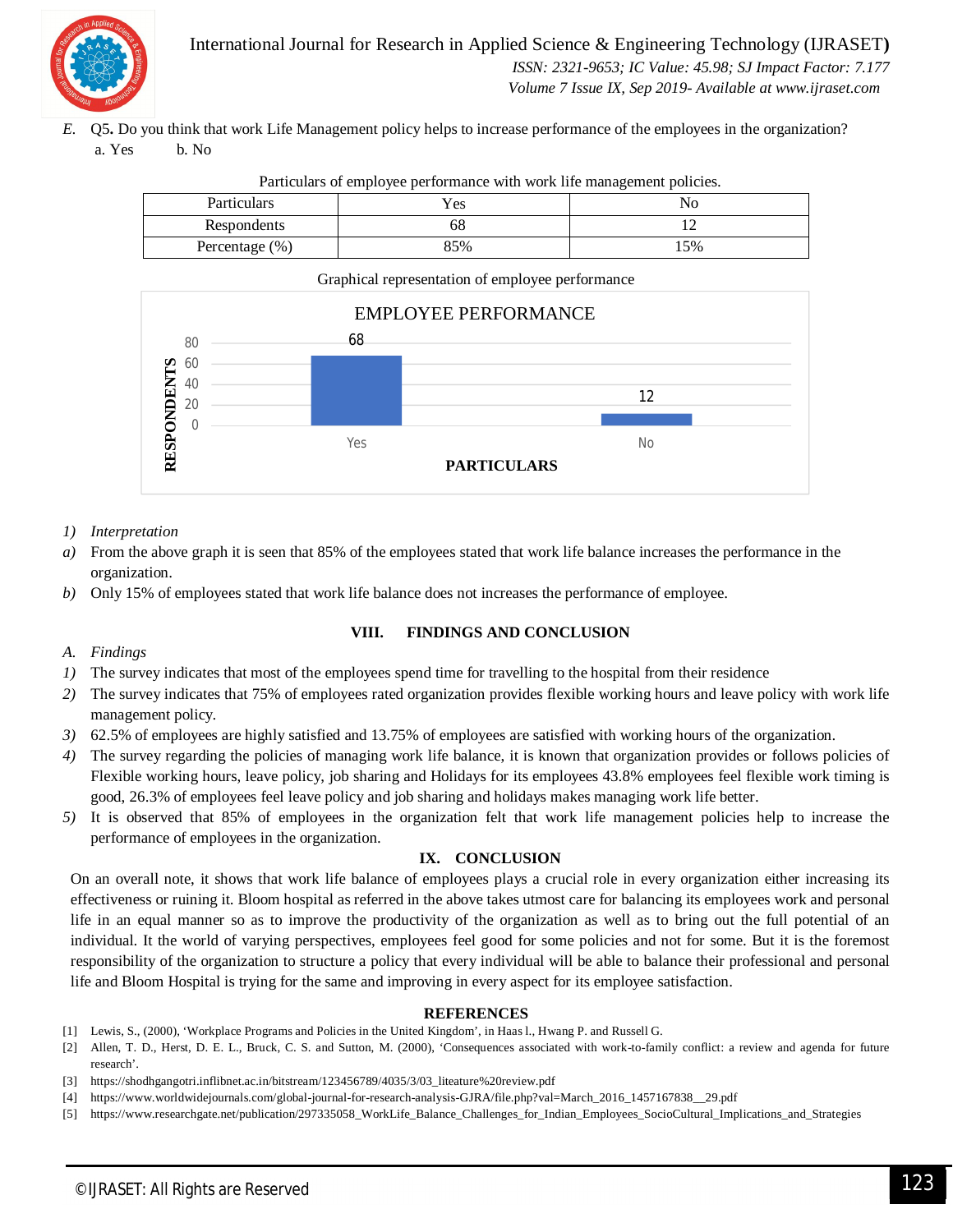*E.* Q5**.** Do you think that work Life Management policy helps to increase performance of the employees in the organization?

a. Yes  b. No

Particulars of employee performance with work life management policies.

| Particulars | Yes | No |
|---|---|---|
| Respondents | 68 | 12 |
| Percentage (%) | 85% | 15% |

Graphical representation of employee performance

*1) Interpretation*

*a)* From the above graph it is seen that 85% of the employees stated that work life balance increases the performance in the organization.

*b)* Only 15% of employees stated that work life balance does not increases the performance of employee.

## VIII. FINDINGS AND CONCLUSION

### *A. Findings*

*1)* The survey indicates that most of the employees spend time for travelling to the hospital from their residence

*2)* The survey indicates that 75% of employees rated organization provides flexible working hours and leave policy with work life management policy.

*3)* 62.5% of employees are highly satisfied and 13.75% of employees are satisfied with working hours of the organization.

*4)* The survey regarding the policies of managing work life balance, it is known that organization provides or follows policies of Flexible working hours, leave policy, job sharing and Holidays for its employees 43.8% employees feel flexible work timing is good, 26.3% of employees feel leave policy and job sharing and holidays makes managing work life better.

*5)* It is observed that 85% of employees in the organization felt that work life management policies help to increase the performance of employees in the organization.

## IX. CONCLUSION

On an overall note, it shows that work life balance of employees plays a crucial role in every organization either increasing its effectiveness or ruining it. Bloom hospital as referred in the above takes utmost care for balancing its employees work and personal life in an equal manner so as to improve the productivity of the organization as well as to bring out the full potential of an individual. It the world of varying perspectives, employees feel good for some policies and not for some. But it is the foremost responsibility of the organization to structure a policy that every individual will be able to balance their professional and personal life and Bloom Hospital is trying for the same and improving in every aspect for its employee satisfaction.

## REFERENCES

[1] Lewis, S., (2000), 'Workplace Programs and Policies in the United Kingdom', in Haas l., Hwang P. and Russell G.

[2] Allen, T. D., Herst, D. E. L., Bruck, C. S. and Sutton, M. (2000), 'Consequences associated with work-to-family conflict: a review and agenda for future research'.

[3] https://shodhgangotri.inflibnet.ac.in/bitstream/123456789/4035/3/03_liteature%20review.pdf

[4] https://www.worldwidejournals.com/global-journal-for-research-analysis-GJRA/file.php?val=March_2016_1457167838__29.pdf

[5] https://www.researchgate.net/publication/297335058_WorkLife_Balance_Challenges_for_Indian_Employees_SocioCultural_Implications_and_Strategies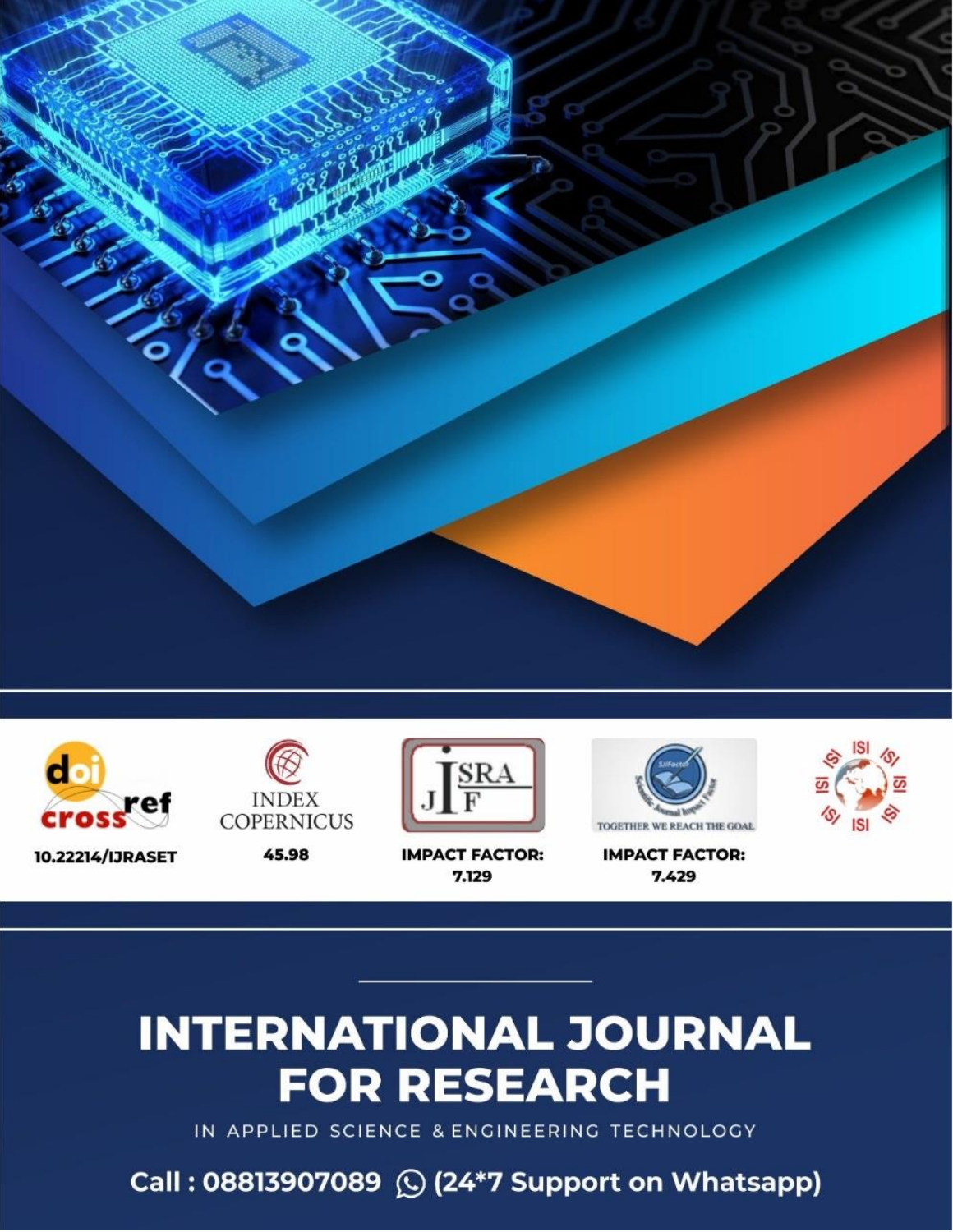10.22214/IJRASET

45.98

IMPACT FACTOR: 7.129

IMPACT FACTOR: 7.429

# INTERNATIONAL JOURNAL FOR RESEARCH

IN APPLIED SCIENCE & ENGINEERING TECHNOLOGY

Call : 08813907089 (24*7 Support on Whatsapp)